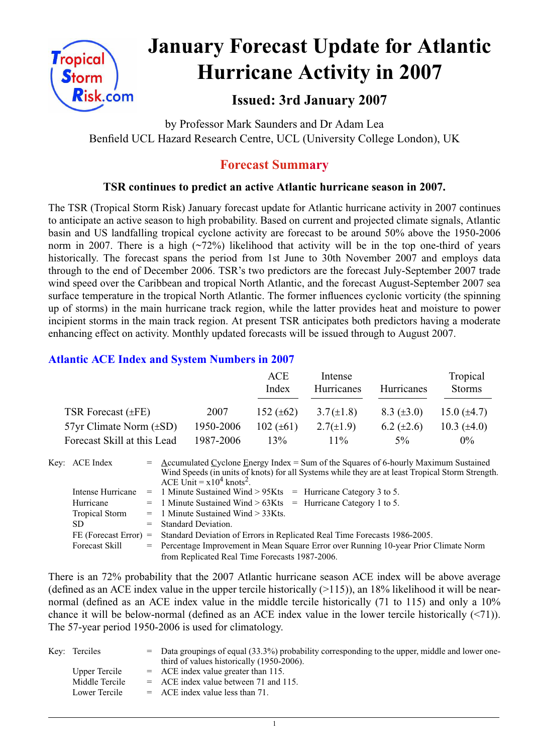# January Forecast Update for Atlantic Hurricane Activity in 2007

### Issued: 3rd January 2007

by Professor Mark Saunders and Dr Adam Lea
Benfield UCL Hazard Research Centre, UCL (University College London), UK

## Forecast Summary

**TSR continues to predict an active Atlantic hurricane season in 2007.**

The TSR (Tropical Storm Risk) January forecast update for Atlantic hurricane activity in 2007 continues to anticipate an active season to high probability. Based on current and projected climate signals, Atlantic basin and US landfalling tropical cyclone activity are forecast to be around 50% above the 1950-2006 norm in 2007. There is a high (~72%) likelihood that activity will be in the top one-third of years historically. The forecast spans the period from 1st June to 30th November 2007 and employs data through to the end of December 2006. TSR's two predictors are the forecast July-September 2007 trade wind speed over the Caribbean and tropical North Atlantic, and the forecast August-September 2007 sea surface temperature in the tropical North Atlantic. The former influences cyclonic vorticity (the spinning up of storms) in the main hurricane track region, while the latter provides heat and moisture to power incipient storms in the main track region. At present TSR anticipates both predictors having a moderate enhancing effect on activity. Monthly updated forecasts will be issued through to August 2007.

### Atlantic ACE Index and System Numbers in 2007

| | | ACE Index | Intense Hurricanes | Hurricanes | Tropical Storms |
|---|---|---|---|---|---|
| TSR Forecast (±FE) | 2007 | 152 (±62) | 3.7 (±1.8) | 8.3 (±3.0) | 15.0 (±4.7) |
| 57yr Climate Norm (±SD) | 1950-2006 | 102 (±61) | 2.7 (±1.9) | 6.2 (±2.6) | 10.3 (±4.0) |
| Forecast Skill at this Lead | 1987-2006 | 13% | 11% | 5% | 0% |

Key:
- ACE Index = Accumulated Cyclone Energy Index = Sum of the Squares of 6-hourly Maximum Sustained Wind Speeds (in units of knots) for all Systems while they are at least Tropical Storm Strength. ACE Unit = $x10^4$ $knots^2$.
- Intense Hurricane = 1 Minute Sustained Wind > 95Kts = Hurricane Category 3 to 5.
- Hurricane = 1 Minute Sustained Wind > 63Kts = Hurricane Category 1 to 5.
- Tropical Storm = 1 Minute Sustained Wind > 33Kts.
- SD = Standard Deviation.
- FE (Forecast Error) = Standard Deviation of Errors in Replicated Real Time Forecasts 1986-2005.
- Forecast Skill = Percentage Improvement in Mean Square Error over Running 10-year Prior Climate Norm from Replicated Real Time Forecasts 1987-2006.

There is an 72% probability that the 2007 Atlantic hurricane season ACE index will be above average (defined as an ACE index value in the upper tercile historically (>115)), an 18% likelihood it will be near-normal (defined as an ACE index value in the middle tercile historically (71 to 115) and only a 10% chance it will be below-normal (defined as an ACE index value in the lower tercile historically (<71)). The 57-year period 1950-2006 is used for climatology.

Key:
- Terciles = Data groupings of equal (33.3%) probability corresponding to the upper, middle and lower one-third of values historically (1950-2006).
- Upper Tercile = ACE index value greater than 115.
- Middle Tercile = ACE index value between 71 and 115.
- Lower Tercile = ACE index value less than 71.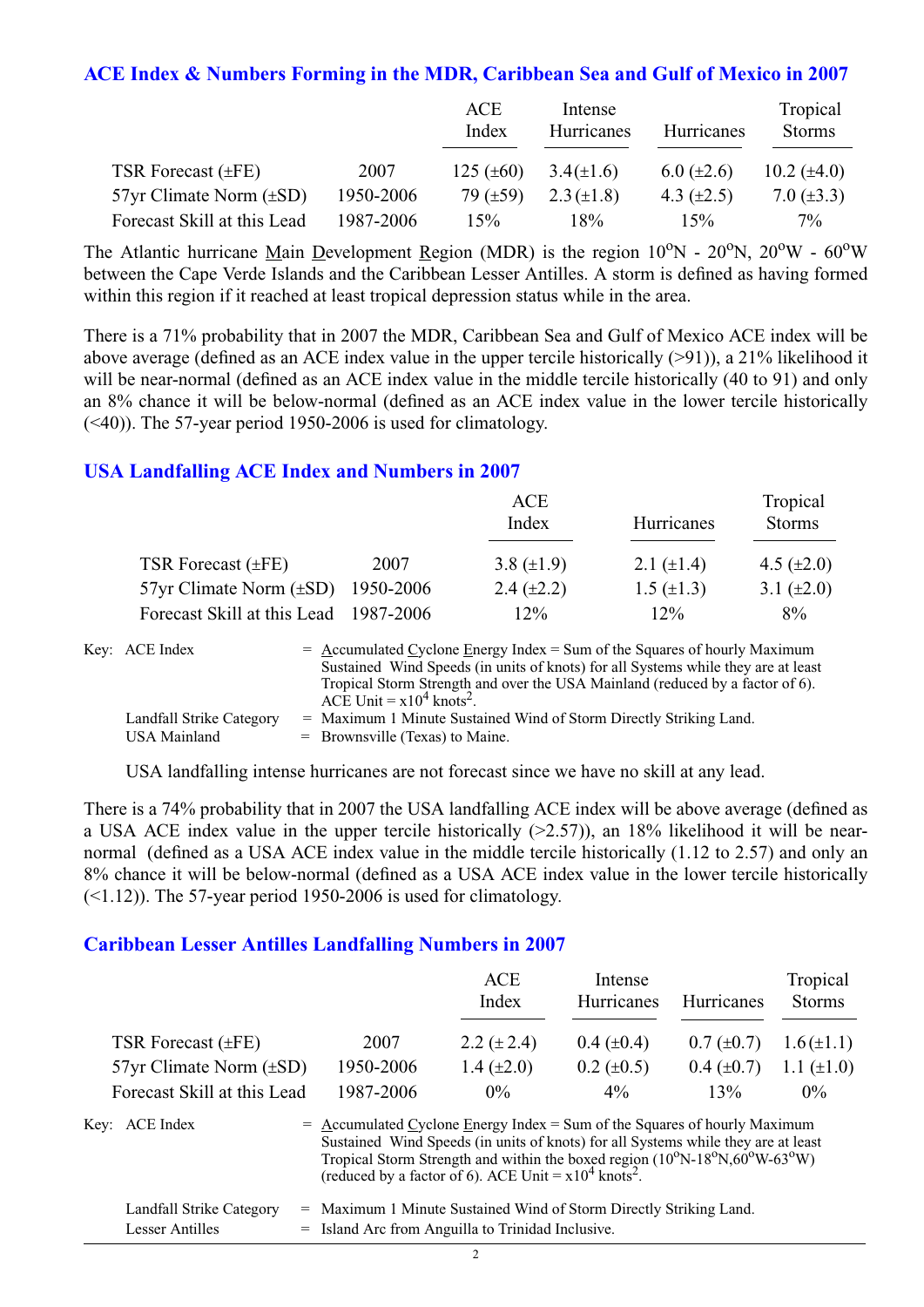## ACE Index & Numbers Forming in the MDR, Caribbean Sea and Gulf of Mexico in 2007

| | | ACE Index | Intense Hurricanes | Hurricanes | Tropical Storms |
|---|---|---|---|---|---|
| TSR Forecast (±FE) | 2007 | 125 (±60) | 3.4(±1.6) | 6.0 (±2.6) | 10.2 (±4.0) |
| 57yr Climate Norm (±SD) | 1950-2006 | 79 (±59) | 2.3 (±1.8) | 4.3 (±2.5) | 7.0 (±3.3) |
| Forecast Skill at this Lead | 1987-2006 | 15% | 18% | 15% | 7% |

The Atlantic hurricane Main Development Region (MDR) is the region 10°N - 20°N, 20°W - 60°W between the Cape Verde Islands and the Caribbean Lesser Antilles. A storm is defined as having formed within this region if it reached at least tropical depression status while in the area.

There is a 71% probability that in 2007 the MDR, Caribbean Sea and Gulf of Mexico ACE index will be above average (defined as an ACE index value in the upper tercile historically (>91)), a 21% likelihood it will be near-normal (defined as an ACE index value in the middle tercile historically (40 to 91) and only an 8% chance it will be below-normal (defined as an ACE index value in the lower tercile historically (<40)). The 57-year period 1950-2006 is used for climatology.

## USA Landfalling ACE Index and Numbers in 2007

| | | ACE Index | Hurricanes | Tropical Storms |
|---|---|---|---|---|
| TSR Forecast (±FE) | 2007 | 3.8 (±1.9) | 2.1 (±1.4) | 4.5 (±2.0) |
| 57yr Climate Norm (±SD) | 1950-2006 | 2.4 (±2.2) | 1.5 (±1.3) | 3.1 (±2.0) |
| Forecast Skill at this Lead | 1987-2006 | 12% | 12% | 8% |

Key: ACE Index = Accumulated Cyclone Energy Index = Sum of the Squares of hourly Maximum Sustained Wind Speeds (in units of knots) for all Systems while they are at least Tropical Storm Strength and over the USA Mainland (reduced by a factor of 6). ACE Unit = $x10^4$ knots$^2$.

Landfall Strike Category = Maximum 1 Minute Sustained Wind of Storm Directly Striking Land.

USA Mainland = Brownsville (Texas) to Maine.

USA landfalling intense hurricanes are not forecast since we have no skill at any lead.

There is a 74% probability that in 2007 the USA landfalling ACE index will be above average (defined as a USA ACE index value in the upper tercile historically (>2.57)), an 18% likelihood it will be near-normal (defined as a USA ACE index value in the middle tercile historically (1.12 to 2.57) and only an 8% chance it will be below-normal (defined as a USA ACE index value in the lower tercile historically (<1.12)). The 57-year period 1950-2006 is used for climatology.

## Caribbean Lesser Antilles Landfalling Numbers in 2007

| | | ACE Index | Intense Hurricanes | Hurricanes | Tropical Storms |
|---|---|---|---|---|---|
| TSR Forecast (±FE) | 2007 | 2.2 (± 2.4) | 0.4 (±0.4) | 0.7 (±0.7) | 1.6 (±1.1) |
| 57yr Climate Norm (±SD) | 1950-2006 | 1.4 (±2.0) | 0.2 (±0.5) | 0.4 (±0.7) | 1.1 (±1.0) |
| Forecast Skill at this Lead | 1987-2006 | 0% | 4% | 13% | 0% |

Key: ACE Index = Accumulated Cyclone Energy Index = Sum of the Squares of hourly Maximum Sustained Wind Speeds (in units of knots) for all Systems while they are at least Tropical Storm Strength and within the boxed region (10°N-18°N,60°W-63°W) (reduced by a factor of 6). ACE Unit = $x10^4$ knots$^2$.

Landfall Strike Category = Maximum 1 Minute Sustained Wind of Storm Directly Striking Land.

Lesser Antilles = Island Arc from Anguilla to Trinidad Inclusive.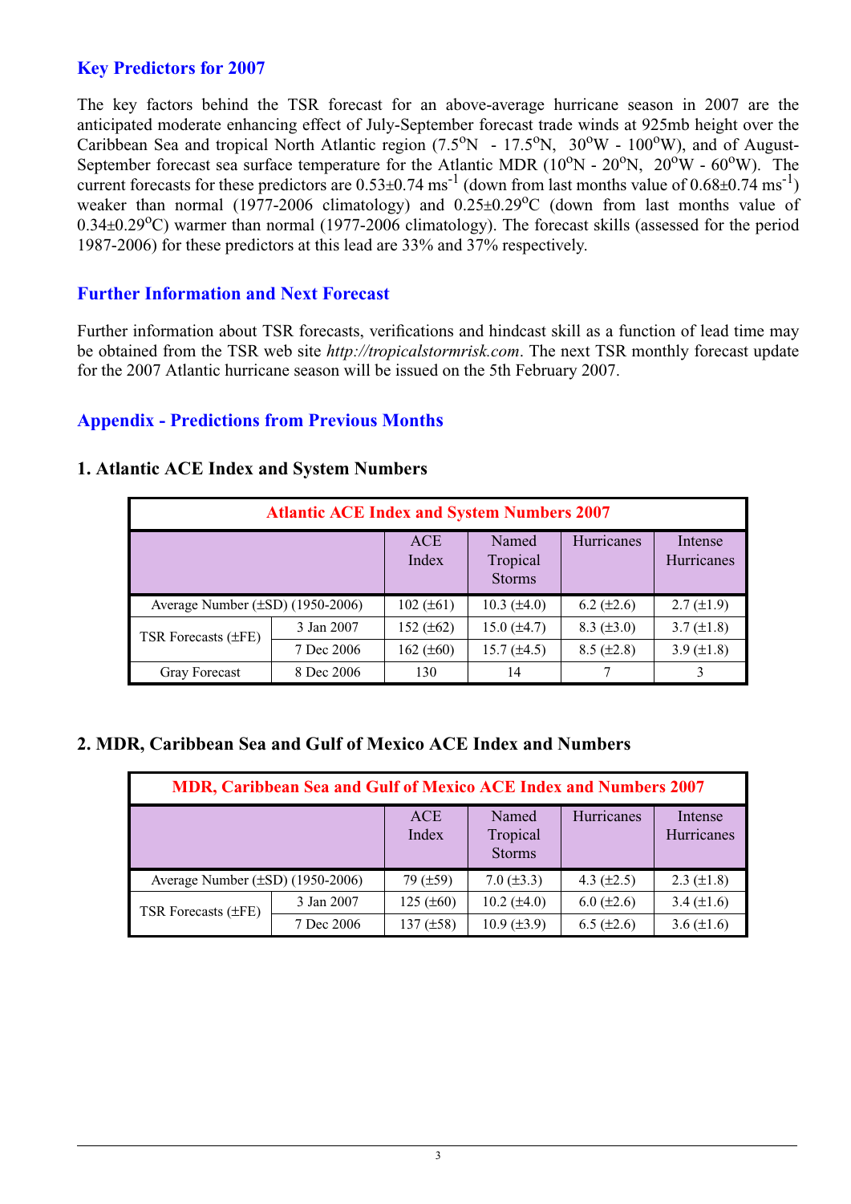## Key Predictors for 2007

The key factors behind the TSR forecast for an above-average hurricane season in 2007 are the anticipated moderate enhancing effect of July-September forecast trade winds at 925mb height over the Caribbean Sea and tropical North Atlantic region (7.5$^o$N - 17.5$^o$N, 30$^o$W - 100$^o$W), and of August-September forecast sea surface temperature for the Atlantic MDR (10$^o$N - 20$^o$N, 20$^o$W - 60$^o$W). The current forecasts for these predictors are 0.53±0.74 ms$^{-1}$ (down from last months value of 0.68±0.74 ms$^{-1}$) weaker than normal (1977-2006 climatology) and 0.25±0.29$^o$C (down from last months value of 0.34±0.29$^o$C) warmer than normal (1977-2006 climatology). The forecast skills (assessed for the period 1987-2006) for these predictors at this lead are 33% and 37% respectively.

## Further Information and Next Forecast

Further information about TSR forecasts, verifications and hindcast skill as a function of lead time may be obtained from the TSR web site *http://tropicalstormrisk.com*. The next TSR monthly forecast update for the 2007 Atlantic hurricane season will be issued on the 5th February 2007.

## Appendix - Predictions from Previous Months

### 1. Atlantic ACE Index and System Numbers

| Atlantic ACE Index and System Numbers 2007 | | | | | |
|---|---|---|---|---|---|
| | | ACE Index | Named Tropical Storms | Hurricanes | Intense Hurricanes |
| Average Number (±SD) (1950-2006) | | 102 (±61) | 10.3 (±4.0) | 6.2 (±2.6) | 2.7 (±1.9) |
| TSR Forecasts (±FE) | 3 Jan 2007 | 152 (±62) | 15.0 (±4.7) | 8.3 (±3.0) | 3.7 (±1.8) |
| | 7 Dec 2006 | 162 (±60) | 15.7 (±4.5) | 8.5 (±2.8) | 3.9 (±1.8) |
| Gray Forecast | 8 Dec 2006 | 130 | 14 | 7 | 3 |

### 2. MDR, Caribbean Sea and Gulf of Mexico ACE Index and Numbers

| MDR, Caribbean Sea and Gulf of Mexico ACE Index and Numbers 2007 | | | | | |
|---|---|---|---|---|---|
| | | ACE Index | Named Tropical Storms | Hurricanes | Intense Hurricanes |
| Average Number (±SD) (1950-2006) | | 79 (±59) | 7.0 (±3.3) | 4.3 (±2.5) | 2.3 (±1.8) |
| TSR Forecasts (±FE) | 3 Jan 2007 | 125 (±60) | 10.2 (±4.0) | 6.0 (±2.6) | 3.4 (±1.6) |
| | 7 Dec 2006 | 137 (±58) | 10.9 (±3.9) | 6.5 (±2.6) | 3.6 (±1.6) |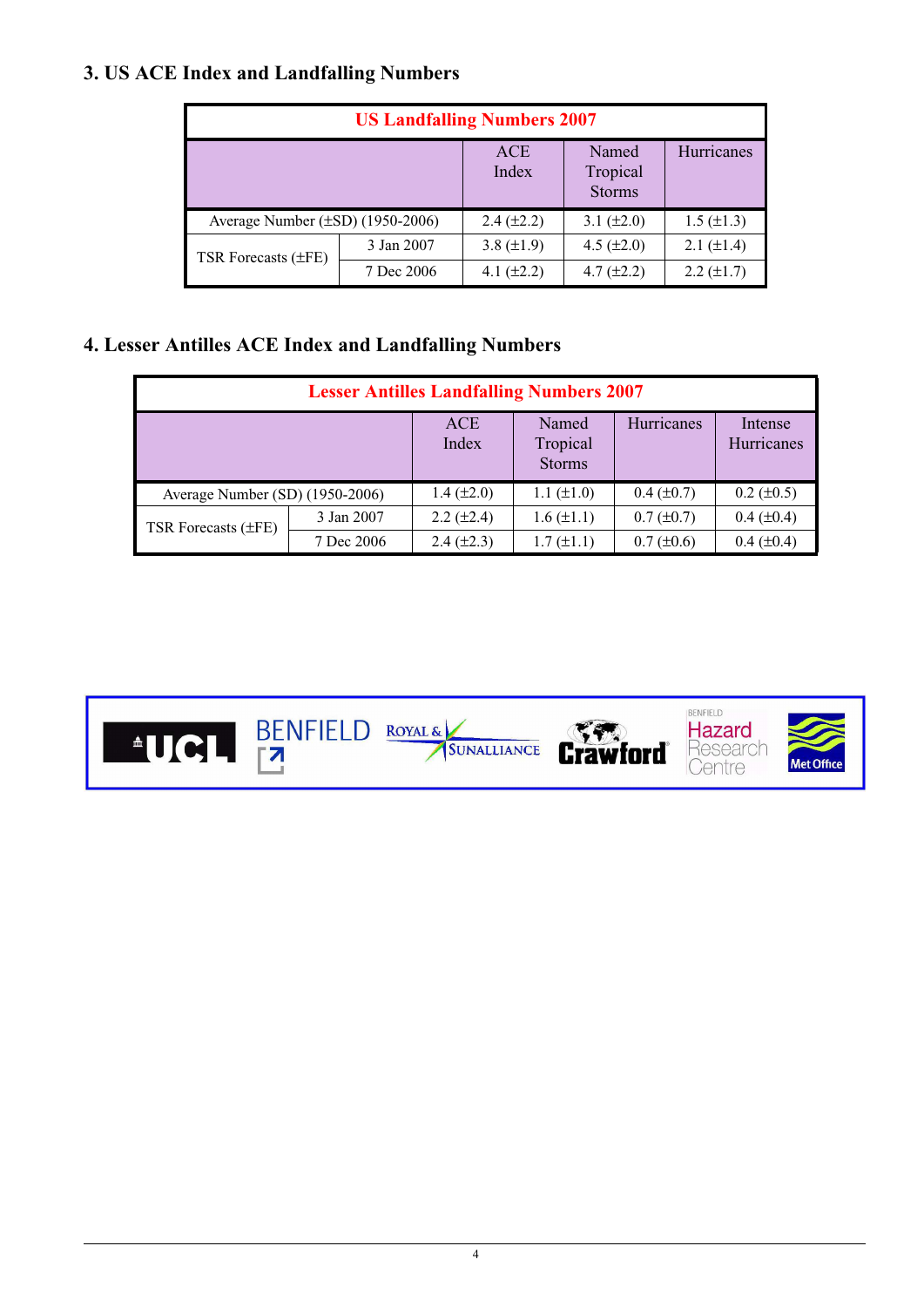## 3. US ACE Index and Landfalling Numbers

| US Landfalling Numbers 2007 | | | | |
|---|---|---|---|---|
| | | ACE Index | Named Tropical Storms | Hurricanes |
| Average Number (±SD) (1950-2006) | | 2.4 (±2.2) | 3.1 (±2.0) | 1.5 (±1.3) |
| TSR Forecasts (±FE) | 3 Jan 2007 | 3.8 (±1.9) | 4.5 (±2.0) | 2.1 (±1.4) |
| | 7 Dec 2006 | 4.1 (±2.2) | 4.7 (±2.2) | 2.2 (±1.7) |

## 4. Lesser Antilles ACE Index and Landfalling Numbers

| Lesser Antilles Landfalling Numbers 2007 | | | | | |
|---|---|---|---|---|---|
| | | ACE Index | Named Tropical Storms | Hurricanes | Intense Hurricanes |
| Average Number (SD) (1950-2006) | | 1.4 (±2.0) | 1.1 (±1.0) | 0.4 (±0.7) | 0.2 (±0.5) |
| TSR Forecasts (±FE) | 3 Jan 2007 | 2.2 (±2.4) | 1.6 (±1.1) | 0.7 (±0.7) | 0.4 (±0.4) |
| | 7 Dec 2006 | 2.4 (±2.3) | 1.7 (±1.1) | 0.7 (±0.6) | 0.4 (±0.4) |

UCL BENFIELD ROYAL & SUNALLIANCE Crawford BENFIELD Hazard Research Centre Met Office